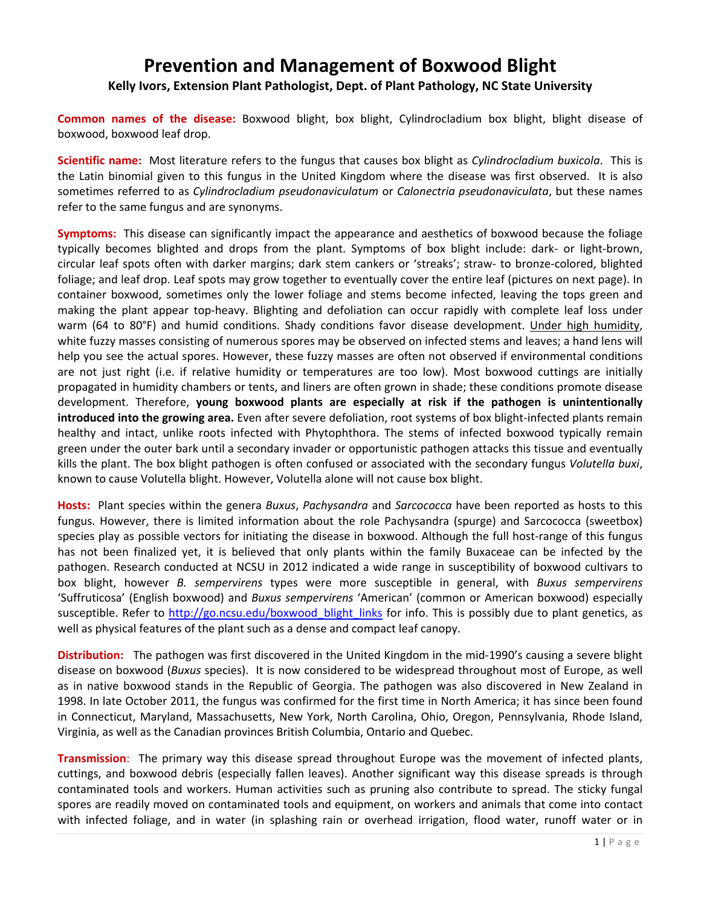# Prevention and Management of Boxwood Blight

**Kelly Ivors, Extension Plant Pathologist, Dept. of Plant Pathology, NC State University**

**Common names of the disease:** Boxwood blight, box blight, Cylindrocladium box blight, blight disease of boxwood, boxwood leaf drop.

**Scientific name:** Most literature refers to the fungus that causes box blight as *Cylindrocladium buxicola*. This is the Latin binomial given to this fungus in the United Kingdom where the disease was first observed. It is also sometimes referred to as *Cylindrocladium pseudonaviculatum* or *Calonectria pseudonaviculata*, but these names refer to the same fungus and are synonyms.

**Symptoms:** This disease can significantly impact the appearance and aesthetics of boxwood because the foliage typically becomes blighted and drops from the plant. Symptoms of box blight include: dark- or light-brown, circular leaf spots often with darker margins; dark stem cankers or 'streaks'; straw- to bronze-colored, blighted foliage; and leaf drop. Leaf spots may grow together to eventually cover the entire leaf (pictures on next page). In container boxwood, sometimes only the lower foliage and stems become infected, leaving the tops green and making the plant appear top-heavy. Blighting and defoliation can occur rapidly with complete leaf loss under warm (64 to 80°F) and humid conditions. Shady conditions favor disease development. Under high humidity, white fuzzy masses consisting of numerous spores may be observed on infected stems and leaves; a hand lens will help you see the actual spores. However, these fuzzy masses are often not observed if environmental conditions are not just right (i.e. if relative humidity or temperatures are too low). Most boxwood cuttings are initially propagated in humidity chambers or tents, and liners are often grown in shade; these conditions promote disease development. Therefore, **young boxwood plants are especially at risk if the pathogen is unintentionally introduced into the growing area.** Even after severe defoliation, root systems of box blight-infected plants remain healthy and intact, unlike roots infected with Phytophthora. The stems of infected boxwood typically remain green under the outer bark until a secondary invader or opportunistic pathogen attacks this tissue and eventually kills the plant. The box blight pathogen is often confused or associated with the secondary fungus *Volutella buxi*, known to cause Volutella blight. However, Volutella alone will not cause box blight.

**Hosts:** Plant species within the genera *Buxus*, *Pachysandra* and *Sarcococca* have been reported as hosts to this fungus. However, there is limited information about the role Pachysandra (spurge) and Sarcococca (sweetbox) species play as possible vectors for initiating the disease in boxwood. Although the full host-range of this fungus has not been finalized yet, it is believed that only plants within the family Buxaceae can be infected by the pathogen. Research conducted at NCSU in 2012 indicated a wide range in susceptibility of boxwood cultivars to box blight, however *B. sempervirens* types were more susceptible in general, with *Buxus sempervirens* 'Suffruticosa' (English boxwood) and *Buxus sempervirens* 'American' (common or American boxwood) especially susceptible. Refer to http://go.ncsu.edu/boxwood_blight_links for info. This is possibly due to plant genetics, as well as physical features of the plant such as a dense and compact leaf canopy.

**Distribution:** The pathogen was first discovered in the United Kingdom in the mid-1990's causing a severe blight disease on boxwood (*Buxus* species). It is now considered to be widespread throughout most of Europe, as well as in native boxwood stands in the Republic of Georgia. The pathogen was also discovered in New Zealand in 1998. In late October 2011, the fungus was confirmed for the first time in North America; it has since been found in Connecticut, Maryland, Massachusetts, New York, North Carolina, Ohio, Oregon, Pennsylvania, Rhode Island, Virginia, as well as the Canadian provinces British Columbia, Ontario and Quebec.

**Transmission**: The primary way this disease spread throughout Europe was the movement of infected plants, cuttings, and boxwood debris (especially fallen leaves). Another significant way this disease spreads is through contaminated tools and workers. Human activities such as pruning also contribute to spread. The sticky fungal spores are readily moved on contaminated tools and equipment, on workers and animals that come into contact with infected foliage, and in water (in splashing rain or overhead irrigation, flood water, runoff water or in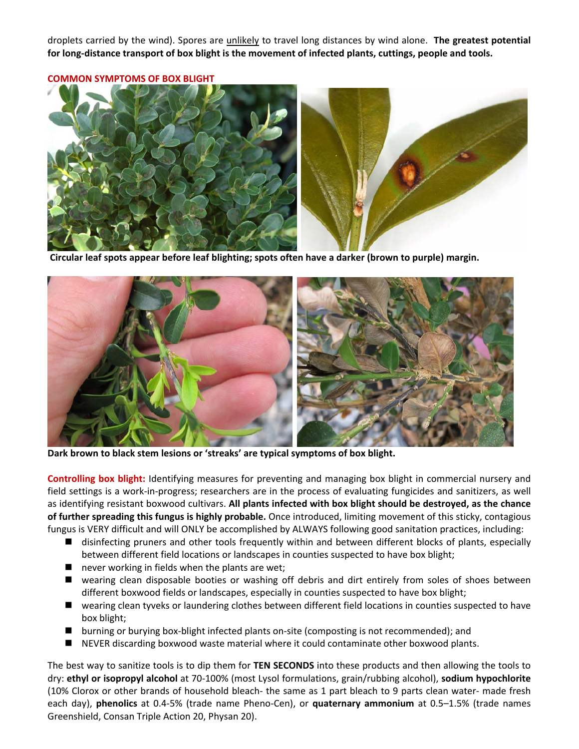droplets carried by the wind). Spores are unlikely to travel long distances by wind alone. **The greatest potential for long-distance transport of box blight is the movement of infected plants, cuttings, people and tools.**

**COMMON SYMPTOMS OF BOX BLIGHT**

**Circular leaf spots appear before leaf blighting; spots often have a darker (brown to purple) margin.**

**Dark brown to black stem lesions or 'streaks' are typical symptoms of box blight.**

**Controlling box blight:** Identifying measures for preventing and managing box blight in commercial nursery and field settings is a work-in-progress; researchers are in the process of evaluating fungicides and sanitizers, as well as identifying resistant boxwood cultivars. **All plants infected with box blight should be destroyed, as the chance of further spreading this fungus is highly probable.** Once introduced, limiting movement of this sticky, contagious fungus is VERY difficult and will ONLY be accomplished by ALWAYS following good sanitation practices, including:

- disinfecting pruners and other tools frequently within and between different blocks of plants, especially between different field locations or landscapes in counties suspected to have box blight;
- never working in fields when the plants are wet;
- wearing clean disposable booties or washing off debris and dirt entirely from soles of shoes between different boxwood fields or landscapes, especially in counties suspected to have box blight;
- wearing clean tyveks or laundering clothes between different field locations in counties suspected to have box blight;
- burning or burying box-blight infected plants on-site (composting is not recommended); and
- NEVER discarding boxwood waste material where it could contaminate other boxwood plants.

The best way to sanitize tools is to dip them for **TEN SECONDS** into these products and then allowing the tools to dry: **ethyl or isopropyl alcohol** at 70-100% (most Lysol formulations, grain/rubbing alcohol), **sodium hypochlorite** (10% Clorox or other brands of household bleach- the same as 1 part bleach to 9 parts clean water- made fresh each day), **phenolics** at 0.4-5% (trade name Pheno-Cen), or **quaternary ammonium** at 0.5–1.5% (trade names Greenshield, Consan Triple Action 20, Physan 20).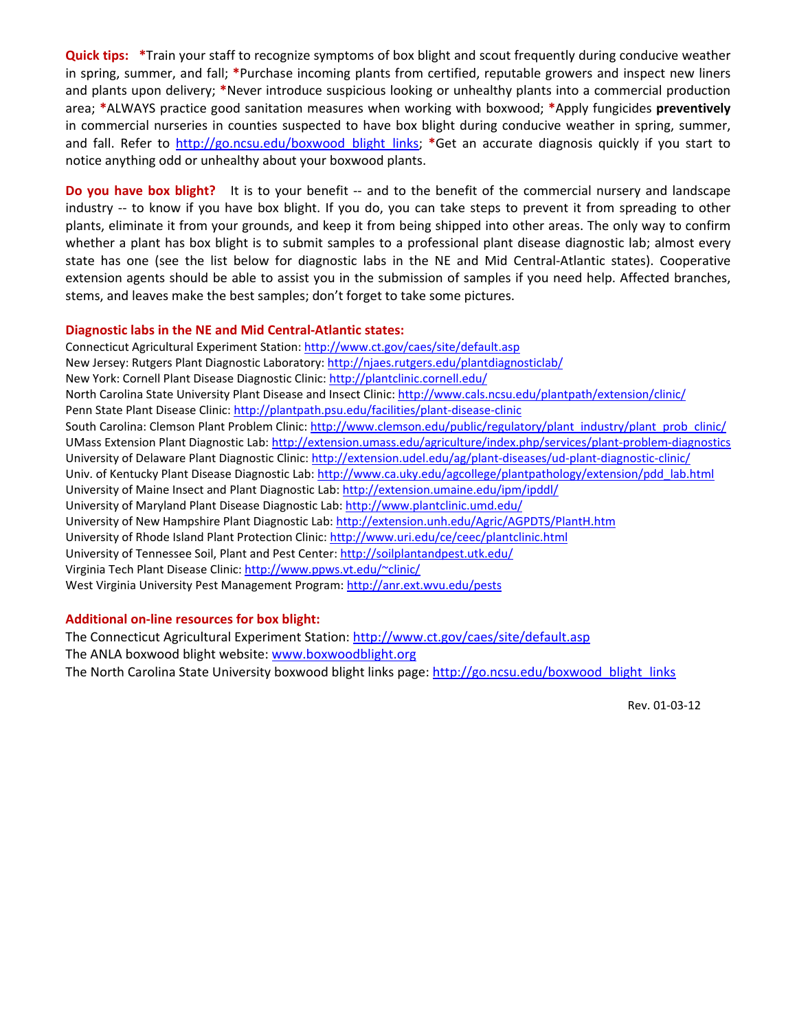**Quick tips:** ***Train your staff to recognize symptoms of box blight and scout frequently during conducive weather in spring, summer, and fall; *Purchase incoming plants from certified, reputable growers and inspect new liners and plants upon delivery; *Never introduce suspicious looking or unhealthy plants into a commercial production area; *ALWAYS practice good sanitation measures when working with boxwood; *Apply fungicides **preventively** in commercial nurseries in counties suspected to have box blight during conducive weather in spring, summer, and fall. Refer to http://go.ncsu.edu/boxwood_blight_links; *Get an accurate diagnosis quickly if you start to notice anything odd or unhealthy about your boxwood plants.

**Do you have box blight?** It is to your benefit -- and to the benefit of the commercial nursery and landscape industry -- to know if you have box blight. If you do, you can take steps to prevent it from spreading to other plants, eliminate it from your grounds, and keep it from being shipped into other areas. The only way to confirm whether a plant has box blight is to submit samples to a professional plant disease diagnostic lab; almost every state has one (see the list below for diagnostic labs in the NE and Mid Central-Atlantic states). Cooperative extension agents should be able to assist you in the submission of samples if you need help. Affected branches, stems, and leaves make the best samples; don't forget to take some pictures.

**Diagnostic labs in the NE and Mid Central-Atlantic states:**

Connecticut Agricultural Experiment Station: http://www.ct.gov/caes/site/default.asp
New Jersey: Rutgers Plant Diagnostic Laboratory: http://njaes.rutgers.edu/plantdiagnosticlab/
New York: Cornell Plant Disease Diagnostic Clinic: http://plantclinic.cornell.edu/
North Carolina State University Plant Disease and Insect Clinic: http://www.cals.ncsu.edu/plantpath/extension/clinic/
Penn State Plant Disease Clinic: http://plantpath.psu.edu/facilities/plant-disease-clinic
South Carolina: Clemson Plant Problem Clinic: http://www.clemson.edu/public/regulatory/plant_industry/plant_prob_clinic/
UMass Extension Plant Diagnostic Lab: http://extension.umass.edu/agriculture/index.php/services/plant-problem-diagnostics
University of Delaware Plant Diagnostic Clinic: http://extension.udel.edu/ag/plant-diseases/ud-plant-diagnostic-clinic/
Univ. of Kentucky Plant Disease Diagnostic Lab: http://www.ca.uky.edu/agcollege/plantpathology/extension/pdd_lab.html
University of Maine Insect and Plant Diagnostic Lab: http://extension.umaine.edu/ipm/ipddl/
University of Maryland Plant Disease Diagnostic Lab: http://www.plantclinic.umd.edu/
University of New Hampshire Plant Diagnostic Lab: http://extension.unh.edu/Agric/AGPDTS/PlantH.htm
University of Rhode Island Plant Protection Clinic: http://www.uri.edu/ce/ceec/plantclinic.html
University of Tennessee Soil, Plant and Pest Center: http://soilplantandpest.utk.edu/
Virginia Tech Plant Disease Clinic: http://www.ppws.vt.edu/~clinic/
West Virginia University Pest Management Program: http://anr.ext.wvu.edu/pests

**Additional on-line resources for box blight:**

The Connecticut Agricultural Experiment Station: http://www.ct.gov/caes/site/default.asp
The ANLA boxwood blight website: www.boxwoodblight.org
The North Carolina State University boxwood blight links page: http://go.ncsu.edu/boxwood_blight_links

Rev. 01-03-12